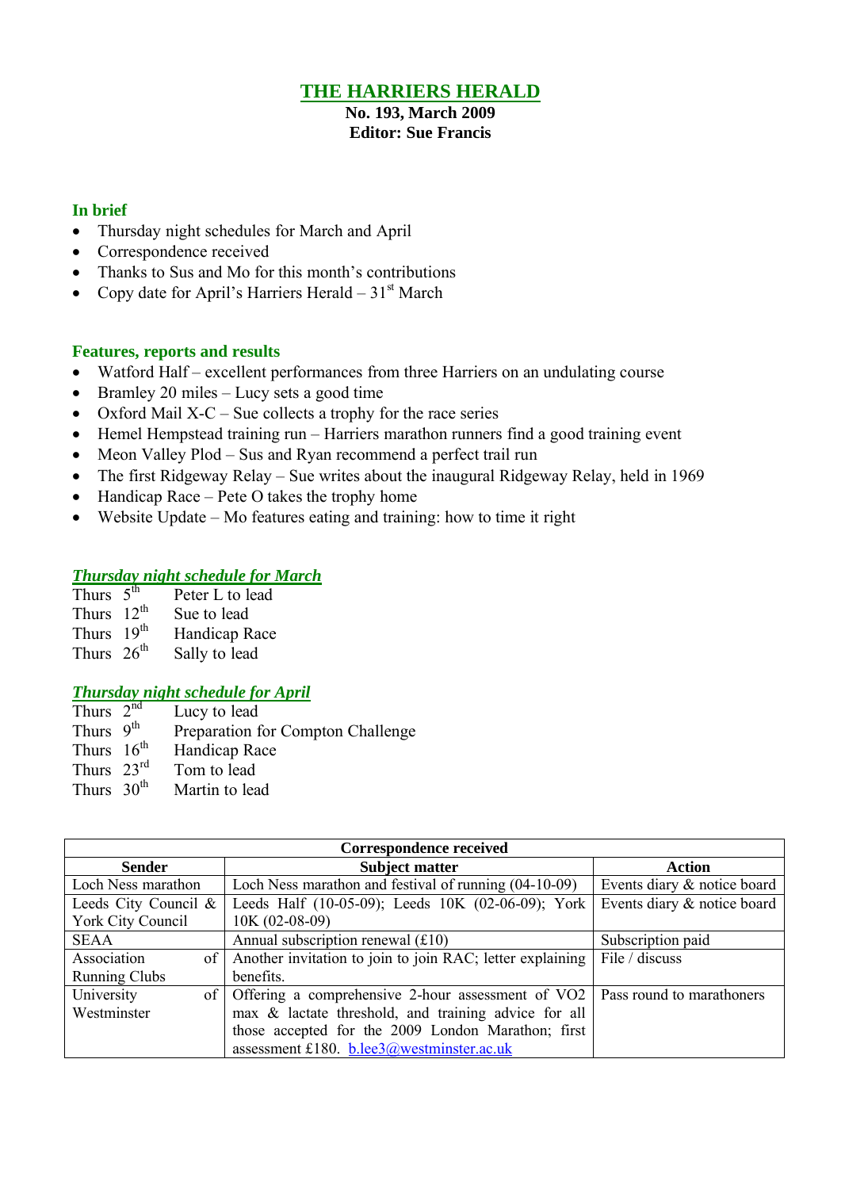# THE HARRIERS HERALD

**No. 193, March 2009**
**Editor: Sue Francis**

### In brief

- Thursday night schedules for March and April
- Correspondence received
- Thanks to Sus and Mo for this month's contributions
- Copy date for April's Harriers Herald – 31st March

### Features, reports and results

- Watford Half – excellent performances from three Harriers on an undulating course
- Bramley 20 miles – Lucy sets a good time
- Oxford Mail X-C – Sue collects a trophy for the race series
- Hemel Hempstead training run – Harriers marathon runners find a good training event
- Meon Valley Plod – Sus and Ryan recommend a perfect trail run
- The first Ridgeway Relay – Sue writes about the inaugural Ridgeway Relay, held in 1969
- Handicap Race – Pete O takes the trophy home
- Website Update – Mo features eating and training: how to time it right

### *Thursday night schedule for March*

Thurs 5th Peter L to lead
Thurs 12th Sue to lead
Thurs 19th Handicap Race
Thurs 26th Sally to lead

### *Thursday night schedule for April*

Thurs 2nd Lucy to lead
Thurs 9th Preparation for Compton Challenge
Thurs 16th Handicap Race
Thurs 23rd Tom to lead
Thurs 30th Martin to lead

| Correspondence received | | |
|---|---|---|
| **Sender** | **Subject matter** | **Action** |
| Loch Ness marathon | Loch Ness marathon and festival of running (04-10-09) | Events diary & notice board |
| Leeds City Council & York City Council | Leeds Half (10-05-09); Leeds 10K (02-06-09); York 10K (02-08-09) | Events diary & notice board |
| SEAA | Annual subscription renewal (£10) | Subscription paid |
| Association of Running Clubs | Another invitation to join to join RAC; letter explaining benefits. | File / discuss |
| University of Westminster | Offering a comprehensive 2-hour assessment of VO2 max & lactate threshold, and training advice for all those accepted for the 2009 London Marathon; first assessment £180. b.lee3@westminster.ac.uk | Pass round to marathoners |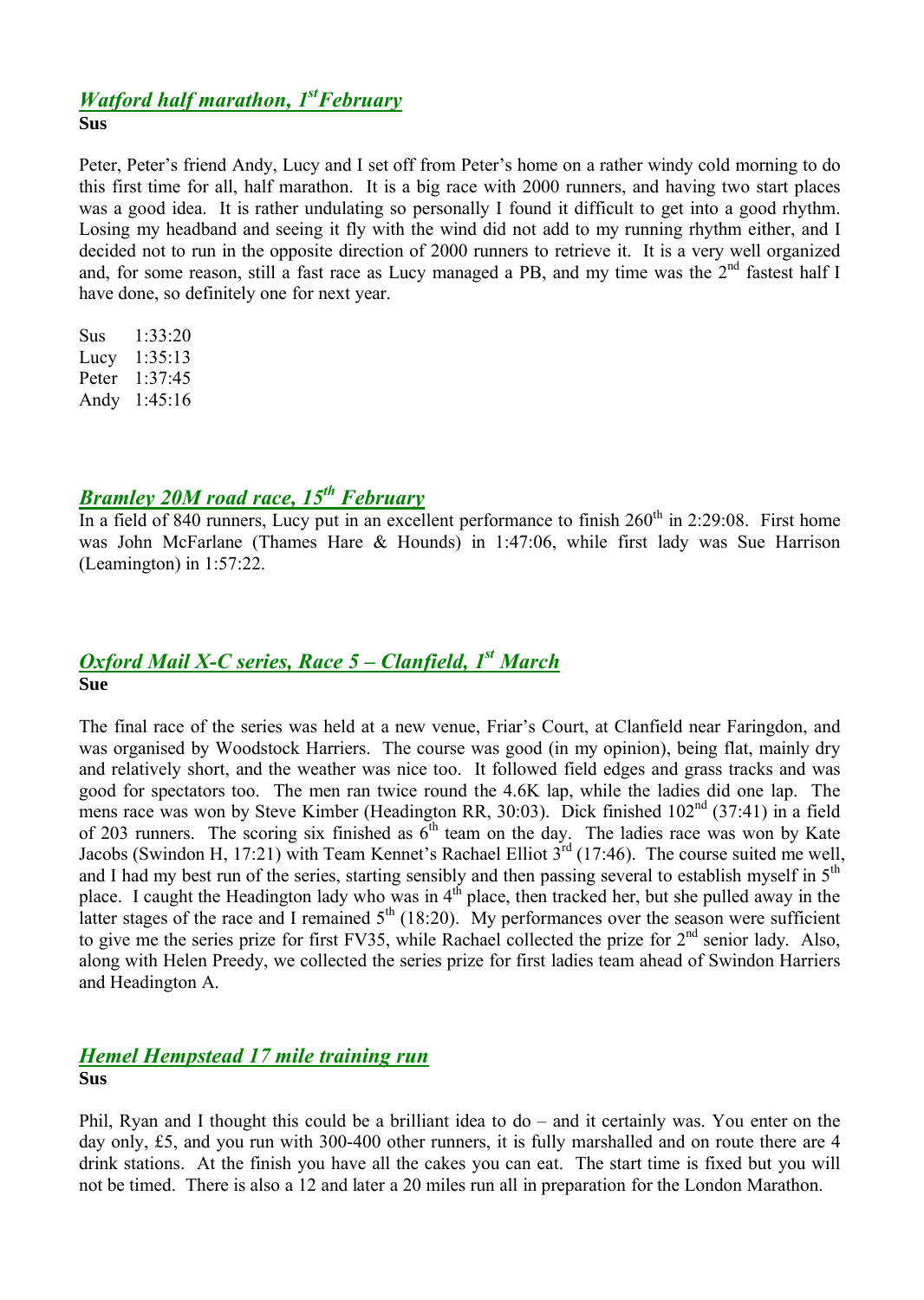## *Watford half marathon, 1st February*

**Sus**

Peter, Peter's friend Andy, Lucy and I set off from Peter's home on a rather windy cold morning to do this first time for all, half marathon. It is a big race with 2000 runners, and having two start places was a good idea. It is rather undulating so personally I found it difficult to get into a good rhythm. Losing my headband and seeing it fly with the wind did not add to my running rhythm either, and I decided not to run in the opposite direction of 2000 runners to retrieve it. It is a very well organized and, for some reason, still a fast race as Lucy managed a PB, and my time was the 2nd fastest half I have done, so definitely one for next year.

Sus 1:33:20
Lucy 1:35:13
Peter 1:37:45
Andy 1:45:16

## *Bramley 20M road race, 15th February*

In a field of 840 runners, Lucy put in an excellent performance to finish 260th in 2:29:08. First home was John McFarlane (Thames Hare & Hounds) in 1:47:06, while first lady was Sue Harrison (Leamington) in 1:57:22.

## *Oxford Mail X-C series, Race 5 – Clanfield, 1st March*

**Sue**

The final race of the series was held at a new venue, Friar's Court, at Clanfield near Faringdon, and was organised by Woodstock Harriers. The course was good (in my opinion), being flat, mainly dry and relatively short, and the weather was nice too. It followed field edges and grass tracks and was good for spectators too. The men ran twice round the 4.6K lap, while the ladies did one lap. The mens race was won by Steve Kimber (Headington RR, 30:03). Dick finished 102nd (37:41) in a field of 203 runners. The scoring six finished as 6th team on the day. The ladies race was won by Kate Jacobs (Swindon H, 17:21) with Team Kennet's Rachael Elliot 3rd (17:46). The course suited me well, and I had my best run of the series, starting sensibly and then passing several to establish myself in 5th place. I caught the Headington lady who was in 4th place, then tracked her, but she pulled away in the latter stages of the race and I remained 5th (18:20). My performances over the season were sufficient to give me the series prize for first FV35, while Rachael collected the prize for 2nd senior lady. Also, along with Helen Preedy, we collected the series prize for first ladies team ahead of Swindon Harriers and Headington A.

## *Hemel Hempstead 17 mile training run*

**Sus**

Phil, Ryan and I thought this could be a brilliant idea to do – and it certainly was. You enter on the day only, £5, and you run with 300-400 other runners, it is fully marshalled and on route there are 4 drink stations. At the finish you have all the cakes you can eat. The start time is fixed but you will not be timed. There is also a 12 and later a 20 miles run all in preparation for the London Marathon.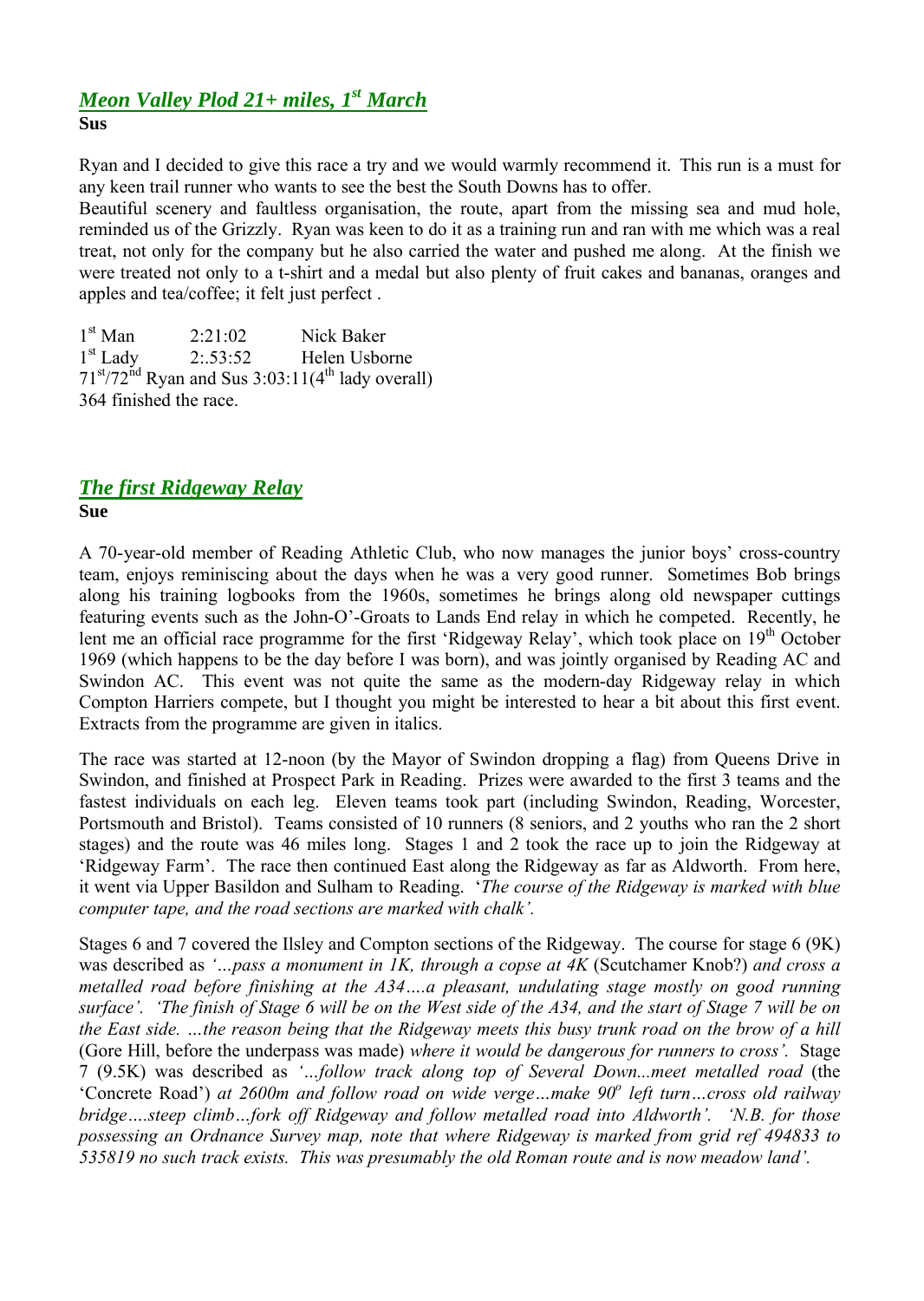## *Meon Valley Plod 21+ miles, 1st March*

**Sus**

Ryan and I decided to give this race a try and we would warmly recommend it. This run is a must for any keen trail runner who wants to see the best the South Downs has to offer.

Beautiful scenery and faultless organisation, the route, apart from the missing sea and mud hole, reminded us of the Grizzly. Ryan was keen to do it as a training run and ran with me which was a real treat, not only for the company but he also carried the water and pushed me along. At the finish we were treated not only to a t-shirt and a medal but also plenty of fruit cakes and bananas, oranges and apples and tea/coffee; it felt just perfect .

1st Man 2:21:02 Nick Baker
1st Lady 2:.53:52 Helen Usborne
71st/72nd Ryan and Sus 3:03:11(4th lady overall)
364 finished the race.

## *The first Ridgeway Relay*

**Sue**

A 70-year-old member of Reading Athletic Club, who now manages the junior boys' cross-country team, enjoys reminiscing about the days when he was a very good runner. Sometimes Bob brings along his training logbooks from the 1960s, sometimes he brings along old newspaper cuttings featuring events such as the John-O'-Groats to Lands End relay in which he competed. Recently, he lent me an official race programme for the first 'Ridgeway Relay', which took place on 19th October 1969 (which happens to be the day before I was born), and was jointly organised by Reading AC and Swindon AC. This event was not quite the same as the modern-day Ridgeway relay in which Compton Harriers compete, but I thought you might be interested to hear a bit about this first event. Extracts from the programme are given in italics.

The race was started at 12-noon (by the Mayor of Swindon dropping a flag) from Queens Drive in Swindon, and finished at Prospect Park in Reading. Prizes were awarded to the first 3 teams and the fastest individuals on each leg. Eleven teams took part (including Swindon, Reading, Worcester, Portsmouth and Bristol). Teams consisted of 10 runners (8 seniors, and 2 youths who ran the 2 short stages) and the route was 46 miles long. Stages 1 and 2 took the race up to join the Ridgeway at 'Ridgeway Farm'. The race then continued East along the Ridgeway as far as Aldworth. From here, it went via Upper Basildon and Sulham to Reading. '*The course of the Ridgeway is marked with blue computer tape, and the road sections are marked with chalk'.*

Stages 6 and 7 covered the Ilsley and Compton sections of the Ridgeway. The course for stage 6 (9K) was described as *'…pass a monument in 1K, through a copse at 4K* (Scutchamer Knob?) *and cross a metalled road before finishing at the A34….a pleasant, undulating stage mostly on good running surface'. 'The finish of Stage 6 will be on the West side of the A34, and the start of Stage 7 will be on the East side. …the reason being that the Ridgeway meets this busy trunk road on the brow of a hill* (Gore Hill, before the underpass was made) *where it would be dangerous for runners to cross'.* Stage 7 (9.5K) was described as *'…follow track along top of Several Down...meet metalled road* (the 'Concrete Road') *at 2600m and follow road on wide verge…make 90o left turn…cross old railway bridge….steep climb…fork off Ridgeway and follow metalled road into Aldworth'. 'N.B. for those possessing an Ordnance Survey map, note that where Ridgeway is marked from grid ref 494833 to 535819 no such track exists. This was presumably the old Roman route and is now meadow land'.*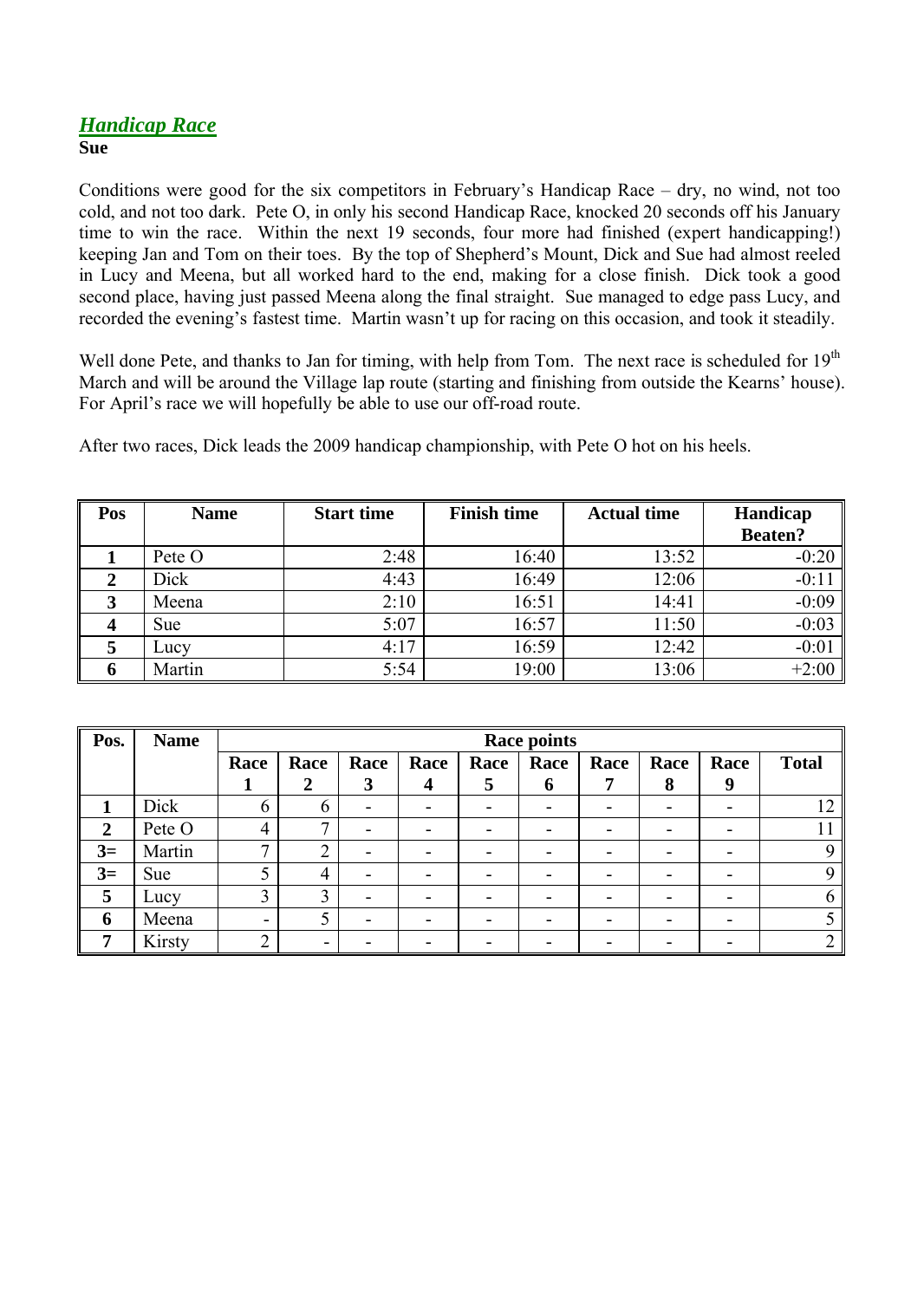## *Handicap Race*

**Sue**

Conditions were good for the six competitors in February's Handicap Race – dry, no wind, not too cold, and not too dark. Pete O, in only his second Handicap Race, knocked 20 seconds off his January time to win the race. Within the next 19 seconds, four more had finished (expert handicapping!) keeping Jan and Tom on their toes. By the top of Shepherd's Mount, Dick and Sue had almost reeled in Lucy and Meena, but all worked hard to the end, making for a close finish. Dick took a good second place, having just passed Meena along the final straight. Sue managed to edge pass Lucy, and recorded the evening's fastest time. Martin wasn't up for racing on this occasion, and took it steadily.

Well done Pete, and thanks to Jan for timing, with help from Tom. The next race is scheduled for 19th March and will be around the Village lap route (starting and finishing from outside the Kearns' house). For April's race we will hopefully be able to use our off-road route.

After two races, Dick leads the 2009 handicap championship, with Pete O hot on his heels.

| Pos | Name | Start time | Finish time | Actual time | Handicap Beaten? |
|---|---|---|---|---|---|
| 1 | Pete O | 2:48 | 16:40 | 13:52 | -0:20 |
| 2 | Dick | 4:43 | 16:49 | 12:06 | -0:11 |
| 3 | Meena | 2:10 | 16:51 | 14:41 | -0:09 |
| 4 | Sue | 5:07 | 16:57 | 11:50 | -0:03 |
| 5 | Lucy | 4:17 | 16:59 | 12:42 | -0:01 |
| 6 | Martin | 5:54 | 19:00 | 13:06 | +2:00 |

| Pos. | Name | Race points | | | | | | | | | |
|---|---|---|---|---|---|---|---|---|---|---|---|
| | | Race 1 | Race 2 | Race 3 | Race 4 | Race 5 | Race 6 | Race 7 | Race 8 | Race 9 | Total |
| 1 | Dick | 6 | 6 | - | - | - | - | - | - | - | 12 |
| 2 | Pete O | 4 | 7 | - | - | - | - | - | - | - | 11 |
| 3= | Martin | 7 | 2 | - | - | - | - | - | - | - | 9 |
| 3= | Sue | 5 | 4 | - | - | - | - | - | - | - | 9 |
| 5 | Lucy | 3 | 3 | - | - | - | - | - | - | - | 6 |
| 6 | Meena | - | 5 | - | - | - | - | - | - | - | 5 |
| 7 | Kirsty | 2 | - | - | - | - | - | - | - | - | 2 |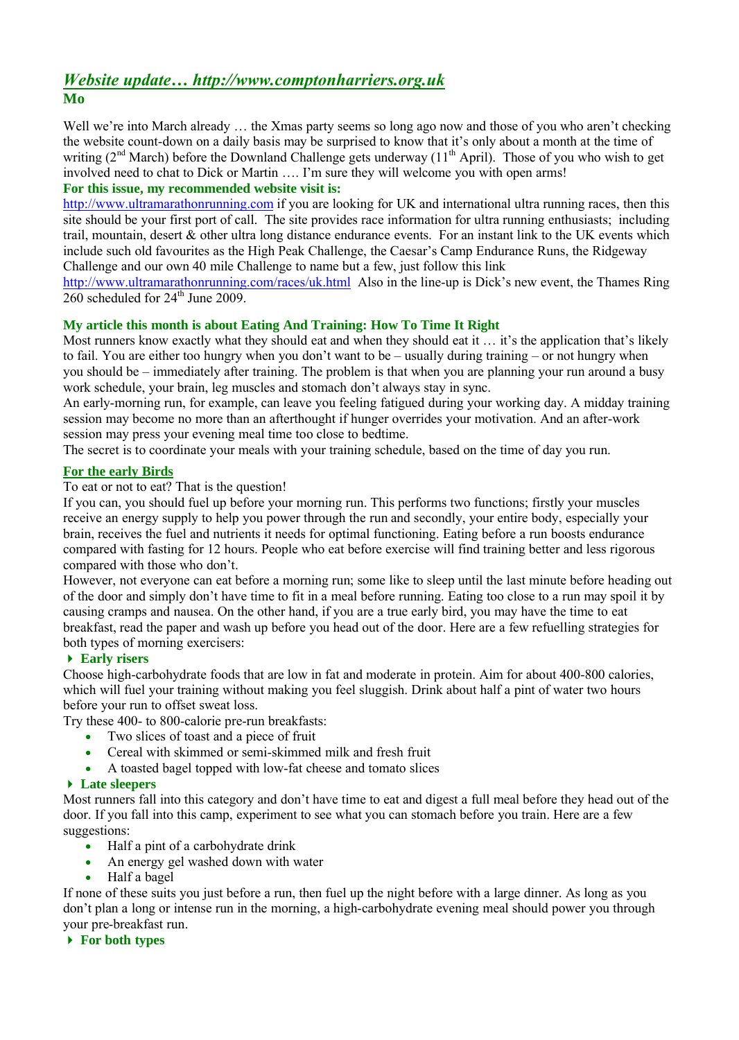## *Website update… http://www.comptonharriers.org.uk*

**Mo**

Well we're into March already … the Xmas party seems so long ago now and those of you who aren't checking the website count-down on a daily basis may be surprised to know that it's only about a month at the time of writing (2nd March) before the Downland Challenge gets underway (11th April). Those of you who wish to get involved need to chat to Dick or Martin …. I'm sure they will welcome you with open arms!

**For this issue, my recommended website visit is:**

http://www.ultramarathonrunning.com if you are looking for UK and international ultra running races, then this site should be your first port of call. The site provides race information for ultra running enthusiasts; including trail, mountain, desert & other ultra long distance endurance events. For an instant link to the UK events which include such old favourites as the High Peak Challenge, the Caesar's Camp Endurance Runs, the Ridgeway Challenge and our own 40 mile Challenge to name but a few, just follow this link http://www.ultramarathonrunning.com/races/uk.html Also in the line-up is Dick's new event, the Thames Ring 260 scheduled for 24th June 2009.

**My article this month is about Eating And Training: How To Time It Right**

Most runners know exactly what they should eat and when they should eat it … it's the application that's likely to fail. You are either too hungry when you don't want to be – usually during training – or not hungry when you should be – immediately after training. The problem is that when you are planning your run around a busy work schedule, your brain, leg muscles and stomach don't always stay in sync.

An early-morning run, for example, can leave you feeling fatigued during your working day. A midday training session may become no more than an afterthought if hunger overrides your motivation. And an after-work session may press your evening meal time too close to bedtime.

The secret is to coordinate your meals with your training schedule, based on the time of day you run.

**For the early Birds**

To eat or not to eat? That is the question!

If you can, you should fuel up before your morning run. This performs two functions; firstly your muscles receive an energy supply to help you power through the run and secondly, your entire body, especially your brain, receives the fuel and nutrients it needs for optimal functioning. Eating before a run boosts endurance compared with fasting for 12 hours. People who eat before exercise will find training better and less rigorous compared with those who don't.

However, not everyone can eat before a morning run; some like to sleep until the last minute before heading out of the door and simply don't have time to fit in a meal before running. Eating too close to a run may spoil it by causing cramps and nausea. On the other hand, if you are a true early bird, you may have the time to eat breakfast, read the paper and wash up before you head out of the door. Here are a few refuelling strategies for both types of morning exercisers:

**Early risers**

Choose high-carbohydrate foods that are low in fat and moderate in protein. Aim for about 400-800 calories, which will fuel your training without making you feel sluggish. Drink about half a pint of water two hours before your run to offset sweat loss.

Try these 400- to 800-calorie pre-run breakfasts:

- Two slices of toast and a piece of fruit
- Cereal with skimmed or semi-skimmed milk and fresh fruit
- A toasted bagel topped with low-fat cheese and tomato slices

**Late sleepers**

Most runners fall into this category and don't have time to eat and digest a full meal before they head out of the door. If you fall into this camp, experiment to see what you can stomach before you train. Here are a few suggestions:

- Half a pint of a carbohydrate drink
- An energy gel washed down with water
- Half a bagel

If none of these suits you just before a run, then fuel up the night before with a large dinner. As long as you don't plan a long or intense run in the morning, a high-carbohydrate evening meal should power you through your pre-breakfast run.

**For both types**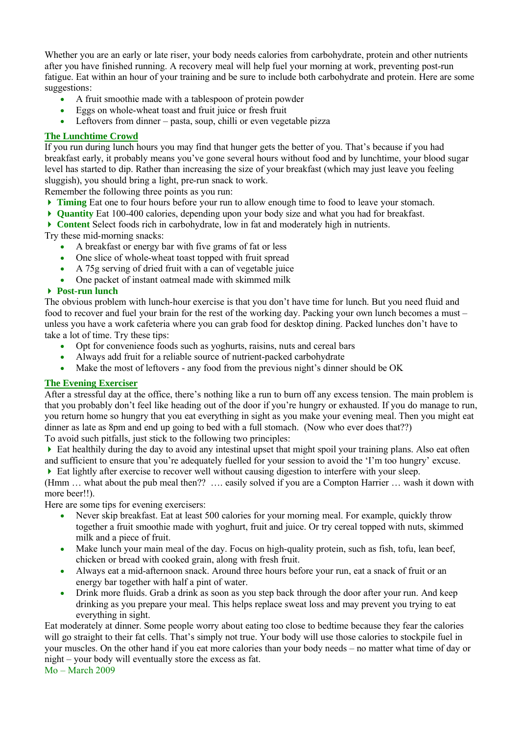Whether you are an early or late riser, your body needs calories from carbohydrate, protein and other nutrients after you have finished running. A recovery meal will help fuel your morning at work, preventing post-run fatigue. Eat within an hour of your training and be sure to include both carbohydrate and protein. Here are some suggestions:

- A fruit smoothie made with a tablespoon of protein powder
- Eggs on whole-wheat toast and fruit juice or fresh fruit
- Leftovers from dinner – pasta, soup, chilli or even vegetable pizza

## The Lunchtime Crowd

If you run during lunch hours you may find that hunger gets the better of you. That's because if you had breakfast early, it probably means you've gone several hours without food and by lunchtime, your blood sugar level has started to dip. Rather than increasing the size of your breakfast (which may just leave you feeling sluggish), you should bring a light, pre-run snack to work.

Remember the following three points as you run:

- **Timing** Eat one to four hours before your run to allow enough time to food to leave your stomach.
- **Quantity** Eat 100-400 calories, depending upon your body size and what you had for breakfast.
- **Content** Select foods rich in carbohydrate, low in fat and moderately high in nutrients.

Try these mid-morning snacks:

- A breakfast or energy bar with five grams of fat or less
- One slice of whole-wheat toast topped with fruit spread
- A 75g serving of dried fruit with a can of vegetable juice
- One packet of instant oatmeal made with skimmed milk

**Post-run lunch**

The obvious problem with lunch-hour exercise is that you don't have time for lunch. But you need fluid and food to recover and fuel your brain for the rest of the working day. Packing your own lunch becomes a must – unless you have a work cafeteria where you can grab food for desktop dining. Packed lunches don't have to take a lot of time. Try these tips:

- Opt for convenience foods such as yoghurts, raisins, nuts and cereal bars
- Always add fruit for a reliable source of nutrient-packed carbohydrate
- Make the most of leftovers - any food from the previous night's dinner should be OK

## The Evening Exerciser

After a stressful day at the office, there's nothing like a run to burn off any excess tension. The main problem is that you probably don't feel like heading out of the door if you're hungry or exhausted. If you do manage to run, you return home so hungry that you eat everything in sight as you make your evening meal. Then you might eat dinner as late as 8pm and end up going to bed with a full stomach. (Now who ever does that??)

To avoid such pitfalls, just stick to the following two principles:

- Eat healthily during the day to avoid any intestinal upset that might spoil your training plans. Also eat often and sufficient to ensure that you're adequately fuelled for your session to avoid the 'I'm too hungry' excuse.
- Eat lightly after exercise to recover well without causing digestion to interfere with your sleep.

(Hmm … what about the pub meal then?? …. easily solved if you are a Compton Harrier … wash it down with more beer!!).

Here are some tips for evening exercisers:

- Never skip breakfast. Eat at least 500 calories for your morning meal. For example, quickly throw together a fruit smoothie made with yoghurt, fruit and juice. Or try cereal topped with nuts, skimmed milk and a piece of fruit.
- Make lunch your main meal of the day. Focus on high-quality protein, such as fish, tofu, lean beef, chicken or bread with cooked grain, along with fresh fruit.
- Always eat a mid-afternoon snack. Around three hours before your run, eat a snack of fruit or an energy bar together with half a pint of water.
- Drink more fluids. Grab a drink as soon as you step back through the door after your run. And keep drinking as you prepare your meal. This helps replace sweat loss and may prevent you trying to eat everything in sight.

Eat moderately at dinner. Some people worry about eating too close to bedtime because they fear the calories will go straight to their fat cells. That's simply not true. Your body will use those calories to stockpile fuel in your muscles. On the other hand if you eat more calories than your body needs – no matter what time of day or night – your body will eventually store the excess as fat.

Mo – March 2009